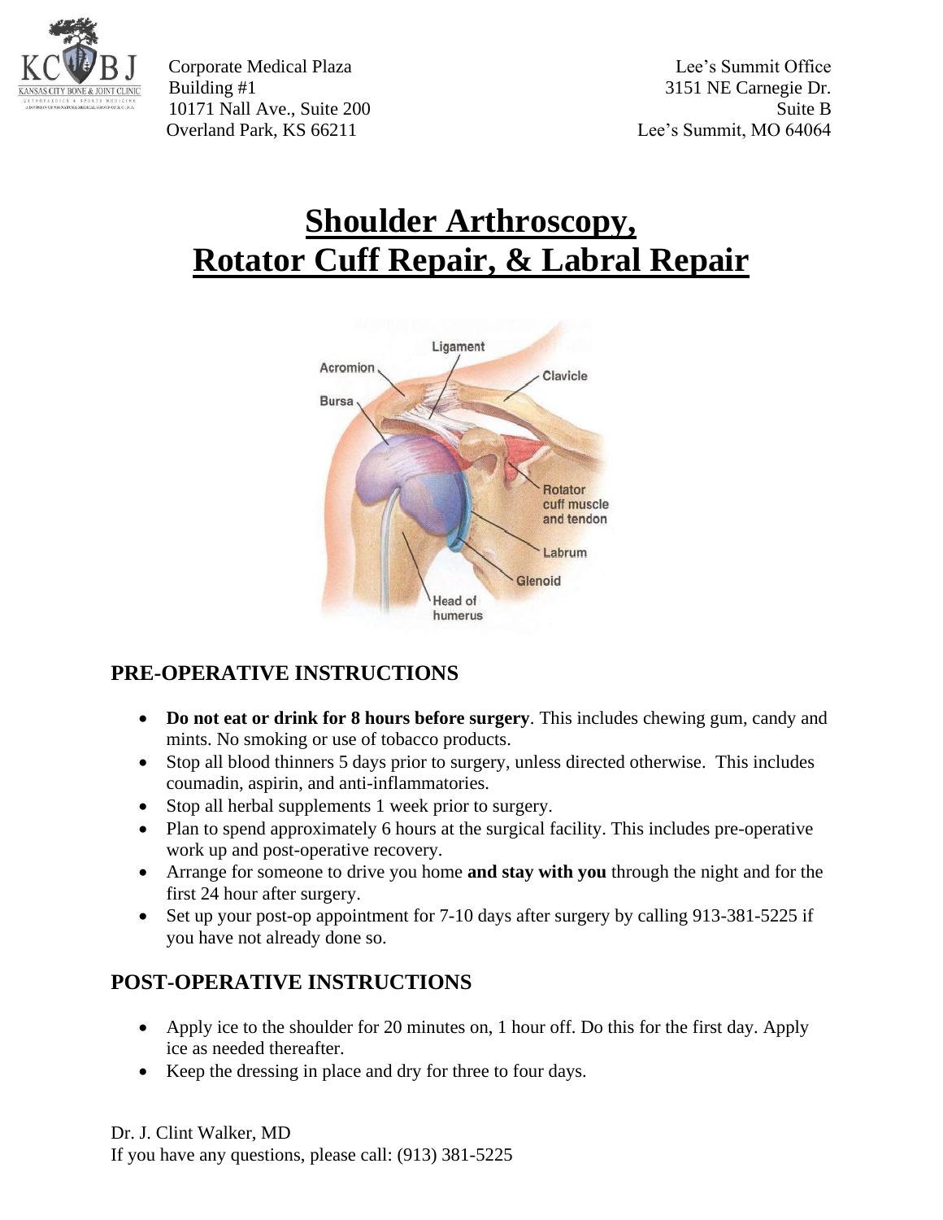Corporate Medical Plaza
Building #1
10171 Nall Ave., Suite 200
Overland Park, KS 66211

Lee's Summit Office
3151 NE Carnegie Dr.
Suite B
Lee's Summit, MO 64064

# Shoulder Arthroscopy, Rotator Cuff Repair, & Labral Repair

## PRE-OPERATIVE INSTRUCTIONS

- **Do not eat or drink for 8 hours before surgery**. This includes chewing gum, candy and mints. No smoking or use of tobacco products.
- Stop all blood thinners 5 days prior to surgery, unless directed otherwise. This includes coumadin, aspirin, and anti-inflammatories.
- Stop all herbal supplements 1 week prior to surgery.
- Plan to spend approximately 6 hours at the surgical facility. This includes pre-operative work up and post-operative recovery.
- Arrange for someone to drive you home **and stay with you** through the night and for the first 24 hour after surgery.
- Set up your post-op appointment for 7-10 days after surgery by calling 913-381-5225 if you have not already done so.

## POST-OPERATIVE INSTRUCTIONS

- Apply ice to the shoulder for 20 minutes on, 1 hour off. Do this for the first day. Apply ice as needed thereafter.
- Keep the dressing in place and dry for three to four days.

Dr. J. Clint Walker, MD
If you have any questions, please call: (913) 381-5225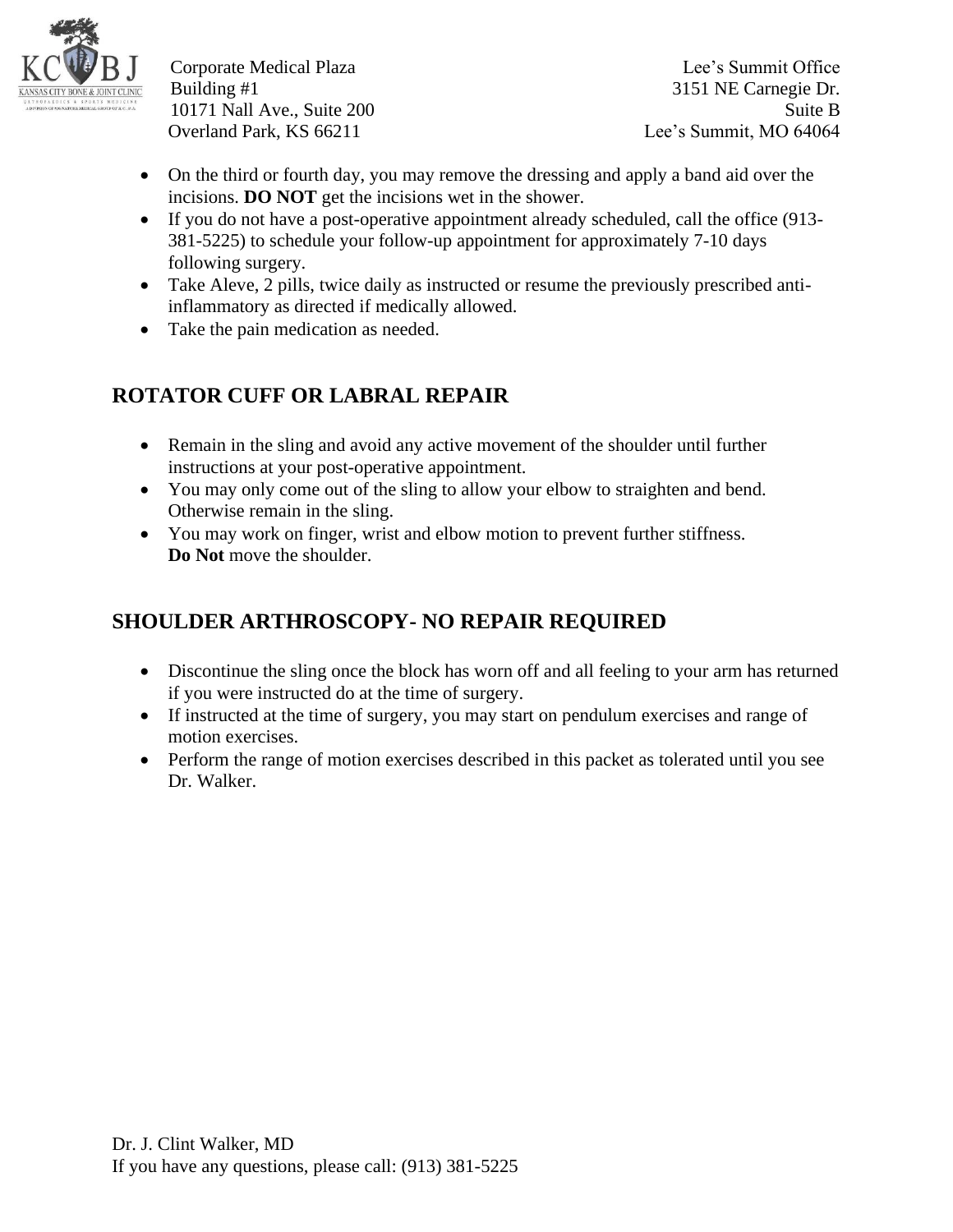- On the third or fourth day, you may remove the dressing and apply a band aid over the incisions. **DO NOT** get the incisions wet in the shower.
- If you do not have a post-operative appointment already scheduled, call the office (913-381-5225) to schedule your follow-up appointment for approximately 7-10 days following surgery.
- Take Aleve, 2 pills, twice daily as instructed or resume the previously prescribed anti-inflammatory as directed if medically allowed.
- Take the pain medication as needed.

## ROTATOR CUFF OR LABRAL REPAIR

- Remain in the sling and avoid any active movement of the shoulder until further instructions at your post-operative appointment.
- You may only come out of the sling to allow your elbow to straighten and bend. Otherwise remain in the sling.
- You may work on finger, wrist and elbow motion to prevent further stiffness. **Do Not** move the shoulder.

## SHOULDER ARTHROSCOPY- NO REPAIR REQUIRED

- Discontinue the sling once the block has worn off and all feeling to your arm has returned if you were instructed do at the time of surgery.
- If instructed at the time of surgery, you may start on pendulum exercises and range of motion exercises.
- Perform the range of motion exercises described in this packet as tolerated until you see Dr. Walker.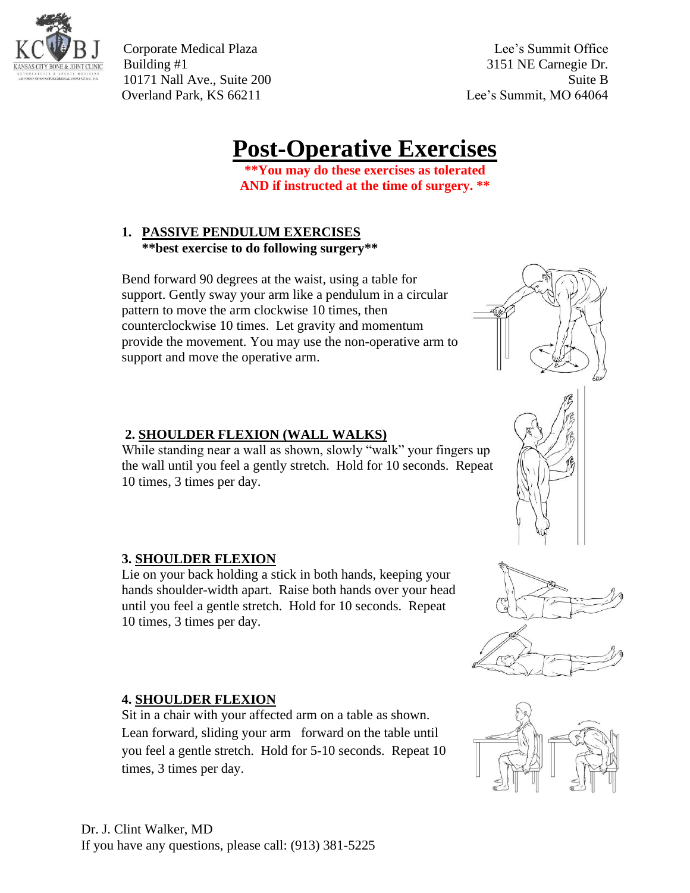Corporate Medical Plaza
Building #1
10171 Nall Ave., Suite 200
Overland Park, KS 66211

Lee's Summit Office
3151 NE Carnegie Dr.
Suite B
Lee's Summit, MO 64064

# Post-Operative Exercises

**\*\*You may do these exercises as tolerated AND if instructed at the time of surgery. \*\***

## 1. PASSIVE PENDULUM EXERCISES

**\*\*best exercise to do following surgery\*\***

Bend forward 90 degrees at the waist, using a table for support. Gently sway your arm like a pendulum in a circular pattern to move the arm clockwise 10 times, then counterclockwise 10 times. Let gravity and momentum provide the movement. You may use the non-operative arm to support and move the operative arm.

## 2. SHOULDER FLEXION (WALL WALKS)

While standing near a wall as shown, slowly "walk" your fingers up the wall until you feel a gently stretch. Hold for 10 seconds. Repeat 10 times, 3 times per day.

## 3. SHOULDER FLEXION

Lie on your back holding a stick in both hands, keeping your hands shoulder-width apart. Raise both hands over your head until you feel a gentle stretch. Hold for 10 seconds. Repeat 10 times, 3 times per day.

## 4. SHOULDER FLEXION

Sit in a chair with your affected arm on a table as shown. Lean forward, sliding your arm forward on the table until you feel a gentle stretch. Hold for 5-10 seconds. Repeat 10 times, 3 times per day.

Dr. J. Clint Walker, MD
If you have any questions, please call: (913) 381-5225